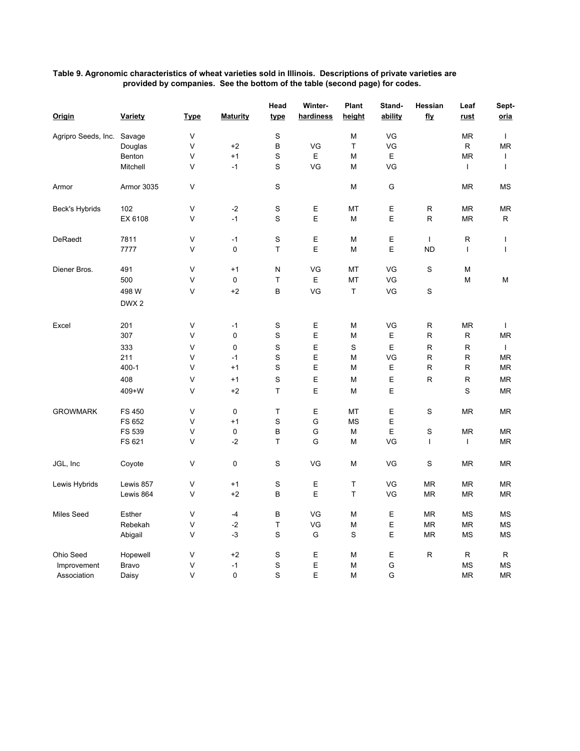**Table 9. Agronomic characteristics of wheat varieties sold in Illinois. Descriptions of private varieties are provided by companies. See the bottom of the table (second page) for codes.**

| Origin | Variety | Type | Maturity | Head type | Winter-hardiness | Plant height | Stand-ability | Hessian fly | Leaf rust | Sept-oria |
|---|---|---|---|---|---|---|---|---|---|---|
| Agripro Seeds, Inc. | Savage | V | | S | | M | VG | | MR | I |
| | Douglas | V | +2 | B | VG | T | VG | | R | MR |
| | Benton | V | +1 | S | E | M | E | | MR | I |
| | Mitchell | V | -1 | S | VG | M | VG | | I | I |
| Armor | Armor 3035 | V | | S | | M | G | | MR | MS |
| Beck's Hybrids | 102 | V | -2 | S | E | MT | E | R | MR | MR |
| | EX 6108 | V | -1 | S | E | M | E | R | MR | R |
| DeRaedt | 7811 | V | -1 | S | E | M | E | I | R | I |
| | 7777 | V | 0 | T | E | M | E | ND | I | I |
| Diener Bros. | 491 | V | +1 | N | VG | MT | VG | S | M | |
| | 500 | V | 0 | T | E | MT | VG | | M | M |
| | 498 W | V | +2 | B | VG | T | VG | S | | |
| | DWX 2 | | | | | | | | | |
| Excel | 201 | V | -1 | S | E | M | VG | R | MR | I |
| | 307 | V | 0 | S | E | M | E | R | R | MR |
| | 333 | V | 0 | S | E | S | E | R | R | I |
| | 211 | V | -1 | S | E | M | VG | R | R | MR |
| | 400-1 | V | +1 | S | E | M | E | R | R | MR |
| | 408 | V | +1 | S | E | M | E | R | R | MR |
| | 409+W | V | +2 | T | E | M | E | | S | MR |
| GROWMARK | FS 450 | V | 0 | T | E | MT | E | S | MR | MR |
| | FS 652 | V | +1 | S | G | MS | E | | | |
| | FS 539 | V | 0 | B | G | M | E | S | MR | MR |
| | FS 621 | V | -2 | T | G | M | VG | I | I | MR |
| JGL, Inc | Coyote | V | 0 | S | VG | M | VG | S | MR | MR |
| Lewis Hybrids | Lewis 857 | V | +1 | S | E | T | VG | MR | MR | MR |
| | Lewis 864 | V | +2 | B | E | T | VG | MR | MR | MR |
| Miles Seed | Esther | V | -4 | B | VG | M | E | MR | MS | MS |
| | Rebekah | V | -2 | T | VG | M | E | MR | MR | MS |
| | Abigail | V | -3 | S | G | S | E | MR | MS | MS |
| Ohio Seed Improvement Association | Hopewell | V | +2 | S | E | M | E | R | R | R |
| | Bravo | V | -1 | S | E | M | G | | MS | MS |
| | Daisy | V | 0 | S | E | M | G | | MR | MR |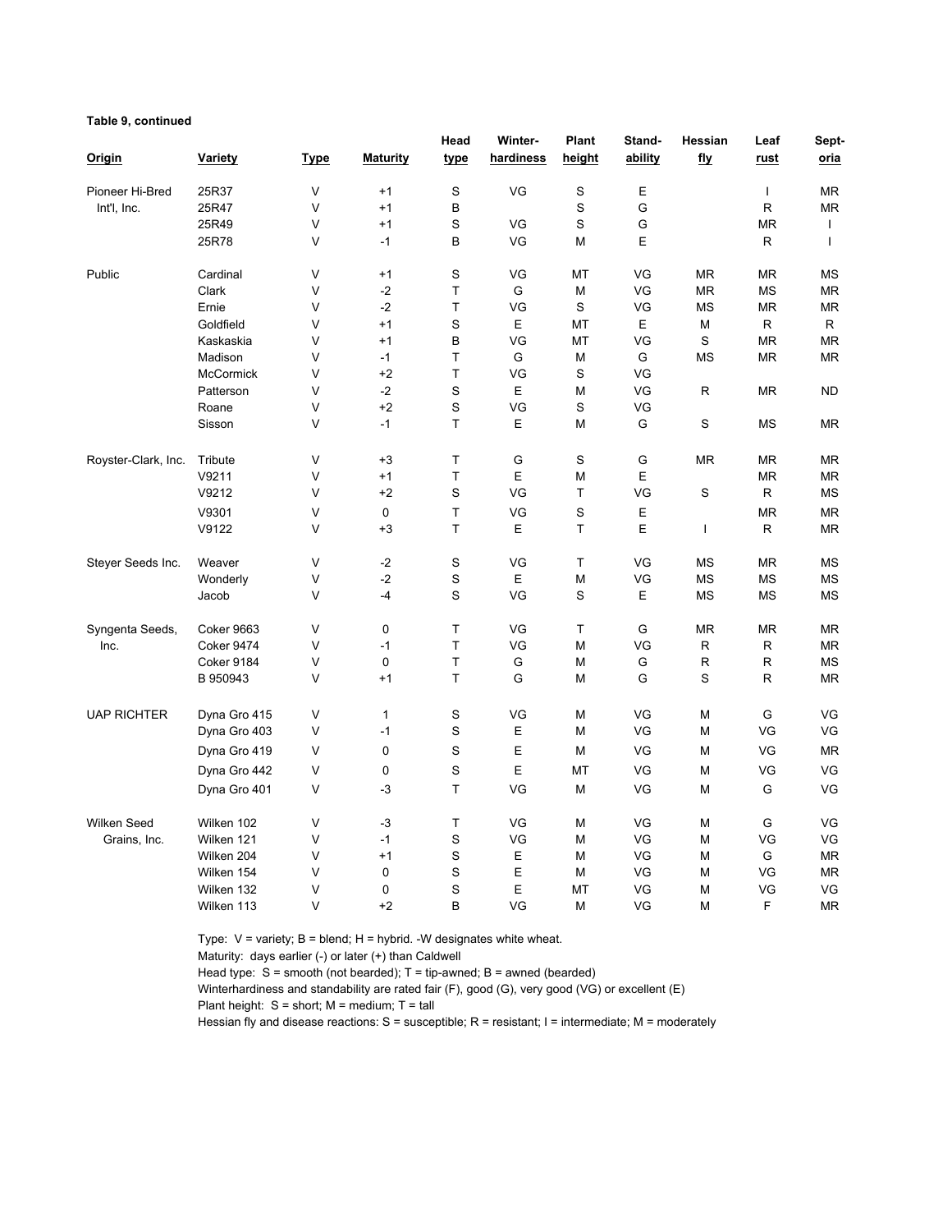**Table 9, continued**

| Origin | Variety | Type | Maturity | Head type | Winter-hardiness | Plant height | Stand-ability | Hessian fly | Leaf rust | Sept-oria |
|---|---|---|---|---|---|---|---|---|---|---|
| Pioneer Hi-Bred Int'l, Inc. | 25R37 | V | +1 | S | VG | S | E | | I | MR |
| | 25R47 | V | +1 | B | | S | G | | R | MR |
| | 25R49 | V | +1 | S | VG | S | G | | MR | I |
| | 25R78 | V | -1 | B | VG | M | E | | R | I |
| Public | Cardinal | V | +1 | S | VG | MT | VG | MR | MR | MS |
| | Clark | V | -2 | T | G | M | VG | MR | MS | MR |
| | Ernie | V | -2 | T | VG | S | VG | MS | MR | MR |
| | Goldfield | V | +1 | S | E | MT | E | M | R | R |
| | Kaskaskia | V | +1 | B | VG | MT | VG | S | MR | MR |
| | Madison | V | -1 | T | G | M | G | MS | MR | MR |
| | McCormick | V | +2 | T | VG | S | VG | | | |
| | Patterson | V | -2 | S | E | M | VG | R | MR | ND |
| | Roane | V | +2 | S | VG | S | VG | | | |
| | Sisson | V | -1 | T | E | M | G | S | MS | MR |
| Royster-Clark, Inc. | Tribute | V | +3 | T | G | S | G | MR | MR | MR |
| | V9211 | V | +1 | T | E | M | E | | MR | MR |
| | V9212 | V | +2 | S | VG | T | VG | S | R | MS |
| | V9301 | V | 0 | T | VG | S | E | | MR | MR |
| | V9122 | V | +3 | T | E | T | E | I | R | MR |
| Steyer Seeds Inc. | Weaver | V | -2 | S | VG | T | VG | MS | MR | MS |
| | Wonderly | V | -2 | S | E | M | VG | MS | MS | MS |
| | Jacob | V | -4 | S | VG | S | E | MS | MS | MS |
| Syngenta Seeds, Inc. | Coker 9663 | V | 0 | T | VG | T | G | MR | MR | MR |
| | Coker 9474 | V | -1 | T | VG | M | VG | R | R | MR |
| | Coker 9184 | V | 0 | T | G | M | G | R | R | MS |
| | B 950943 | V | +1 | T | G | M | G | S | R | MR |
| UAP RICHTER | Dyna Gro 415 | V | 1 | S | VG | M | VG | M | G | VG |
| | Dyna Gro 403 | V | -1 | S | E | M | VG | M | VG | VG |
| | Dyna Gro 419 | V | 0 | S | E | M | VG | M | VG | MR |
| | Dyna Gro 442 | V | 0 | S | E | MT | VG | M | VG | VG |
| | Dyna Gro 401 | V | -3 | T | VG | M | VG | M | G | VG |
| Wilken Seed Grains, Inc. | Wilken 102 | V | -3 | T | VG | M | VG | M | G | VG |
| | Wilken 121 | V | -1 | S | VG | M | VG | M | VG | VG |
| | Wilken 204 | V | +1 | S | E | M | VG | M | G | MR |
| | Wilken 154 | V | 0 | S | E | M | VG | M | VG | MR |
| | Wilken 132 | V | 0 | S | E | MT | VG | M | VG | VG |
| | Wilken 113 | V | +2 | B | VG | M | VG | M | F | MR |

Type: V = variety; B = blend; H = hybrid. -W designates white wheat.

Maturity: days earlier (-) or later (+) than Caldwell

Head type: S = smooth (not bearded); T = tip-awned; B = awned (bearded)

Winterhardiness and standability are rated fair (F), good (G), very good (VG) or excellent (E)

Plant height: S = short; M = medium; T = tall

Hessian fly and disease reactions: S = susceptible; R = resistant; I = intermediate; M = moderately